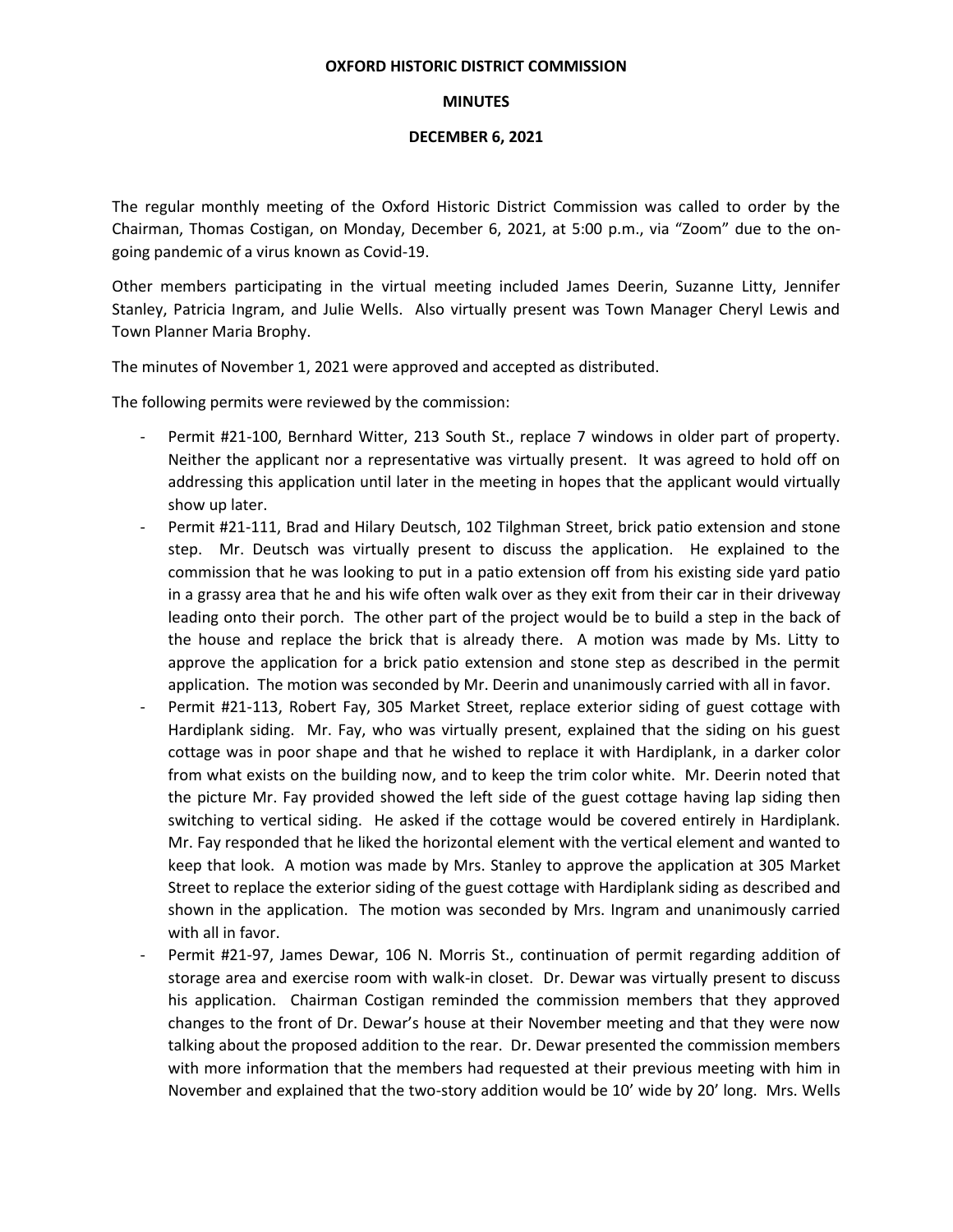**OXFORD HISTORIC DISTRICT COMMISSION**

**MINUTES**

**DECEMBER 6, 2021**

The regular monthly meeting of the Oxford Historic District Commission was called to order by the Chairman, Thomas Costigan, on Monday, December 6, 2021, at 5:00 p.m., via "Zoom" due to the on-going pandemic of a virus known as Covid-19.

Other members participating in the virtual meeting included James Deerin, Suzanne Litty, Jennifer Stanley, Patricia Ingram, and Julie Wells. Also virtually present was Town Manager Cheryl Lewis and Town Planner Maria Brophy.

The minutes of November 1, 2021 were approved and accepted as distributed.

The following permits were reviewed by the commission:

- Permit #21-100, Bernhard Witter, 213 South St., replace 7 windows in older part of property. Neither the applicant nor a representative was virtually present. It was agreed to hold off on addressing this application until later in the meeting in hopes that the applicant would virtually show up later.
- Permit #21-111, Brad and Hilary Deutsch, 102 Tilghman Street, brick patio extension and stone step. Mr. Deutsch was virtually present to discuss the application. He explained to the commission that he was looking to put in a patio extension off from his existing side yard patio in a grassy area that he and his wife often walk over as they exit from their car in their driveway leading onto their porch. The other part of the project would be to build a step in the back of the house and replace the brick that is already there. A motion was made by Ms. Litty to approve the application for a brick patio extension and stone step as described in the permit application. The motion was seconded by Mr. Deerin and unanimously carried with all in favor.
- Permit #21-113, Robert Fay, 305 Market Street, replace exterior siding of guest cottage with Hardiplank siding. Mr. Fay, who was virtually present, explained that the siding on his guest cottage was in poor shape and that he wished to replace it with Hardiplank, in a darker color from what exists on the building now, and to keep the trim color white. Mr. Deerin noted that the picture Mr. Fay provided showed the left side of the guest cottage having lap siding then switching to vertical siding. He asked if the cottage would be covered entirely in Hardiplank. Mr. Fay responded that he liked the horizontal element with the vertical element and wanted to keep that look. A motion was made by Mrs. Stanley to approve the application at 305 Market Street to replace the exterior siding of the guest cottage with Hardiplank siding as described and shown in the application. The motion was seconded by Mrs. Ingram and unanimously carried with all in favor.
- Permit #21-97, James Dewar, 106 N. Morris St., continuation of permit regarding addition of storage area and exercise room with walk-in closet. Dr. Dewar was virtually present to discuss his application. Chairman Costigan reminded the commission members that they approved changes to the front of Dr. Dewar's house at their November meeting and that they were now talking about the proposed addition to the rear. Dr. Dewar presented the commission members with more information that the members had requested at their previous meeting with him in November and explained that the two-story addition would be 10' wide by 20' long. Mrs. Wells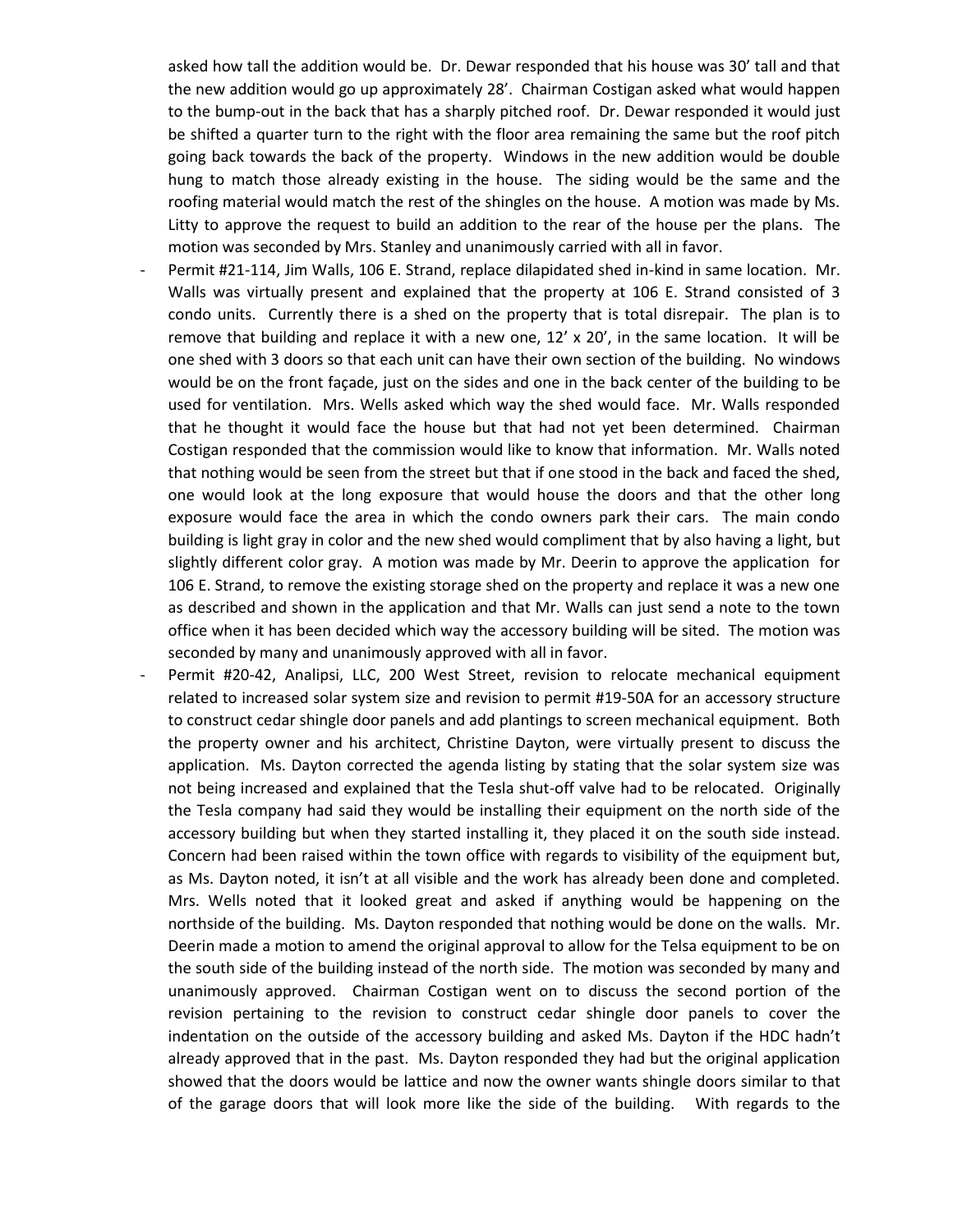asked how tall the addition would be. Dr. Dewar responded that his house was 30' tall and that the new addition would go up approximately 28'. Chairman Costigan asked what would happen to the bump-out in the back that has a sharply pitched roof. Dr. Dewar responded it would just be shifted a quarter turn to the right with the floor area remaining the same but the roof pitch going back towards the back of the property. Windows in the new addition would be double hung to match those already existing in the house. The siding would be the same and the roofing material would match the rest of the shingles on the house. A motion was made by Ms. Litty to approve the request to build an addition to the rear of the house per the plans. The motion was seconded by Mrs. Stanley and unanimously carried with all in favor.

- Permit #21-114, Jim Walls, 106 E. Strand, replace dilapidated shed in-kind in same location. Mr. Walls was virtually present and explained that the property at 106 E. Strand consisted of 3 condo units. Currently there is a shed on the property that is total disrepair. The plan is to remove that building and replace it with a new one, 12' x 20', in the same location. It will be one shed with 3 doors so that each unit can have their own section of the building. No windows would be on the front façade, just on the sides and one in the back center of the building to be used for ventilation. Mrs. Wells asked which way the shed would face. Mr. Walls responded that he thought it would face the house but that had not yet been determined. Chairman Costigan responded that the commission would like to know that information. Mr. Walls noted that nothing would be seen from the street but that if one stood in the back and faced the shed, one would look at the long exposure that would house the doors and that the other long exposure would face the area in which the condo owners park their cars. The main condo building is light gray in color and the new shed would compliment that by also having a light, but slightly different color gray. A motion was made by Mr. Deerin to approve the application for 106 E. Strand, to remove the existing storage shed on the property and replace it was a new one as described and shown in the application and that Mr. Walls can just send a note to the town office when it has been decided which way the accessory building will be sited. The motion was seconded by many and unanimously approved with all in favor.
- Permit #20-42, Analipsi, LLC, 200 West Street, revision to relocate mechanical equipment related to increased solar system size and revision to permit #19-50A for an accessory structure to construct cedar shingle door panels and add plantings to screen mechanical equipment. Both the property owner and his architect, Christine Dayton, were virtually present to discuss the application. Ms. Dayton corrected the agenda listing by stating that the solar system size was not being increased and explained that the Tesla shut-off valve had to be relocated. Originally the Tesla company had said they would be installing their equipment on the north side of the accessory building but when they started installing it, they placed it on the south side instead. Concern had been raised within the town office with regards to visibility of the equipment but, as Ms. Dayton noted, it isn't at all visible and the work has already been done and completed. Mrs. Wells noted that it looked great and asked if anything would be happening on the northside of the building. Ms. Dayton responded that nothing would be done on the walls. Mr. Deerin made a motion to amend the original approval to allow for the Telsa equipment to be on the south side of the building instead of the north side. The motion was seconded by many and unanimously approved. Chairman Costigan went on to discuss the second portion of the revision pertaining to the revision to construct cedar shingle door panels to cover the indentation on the outside of the accessory building and asked Ms. Dayton if the HDC hadn't already approved that in the past. Ms. Dayton responded they had but the original application showed that the doors would be lattice and now the owner wants shingle doors similar to that of the garage doors that will look more like the side of the building. With regards to the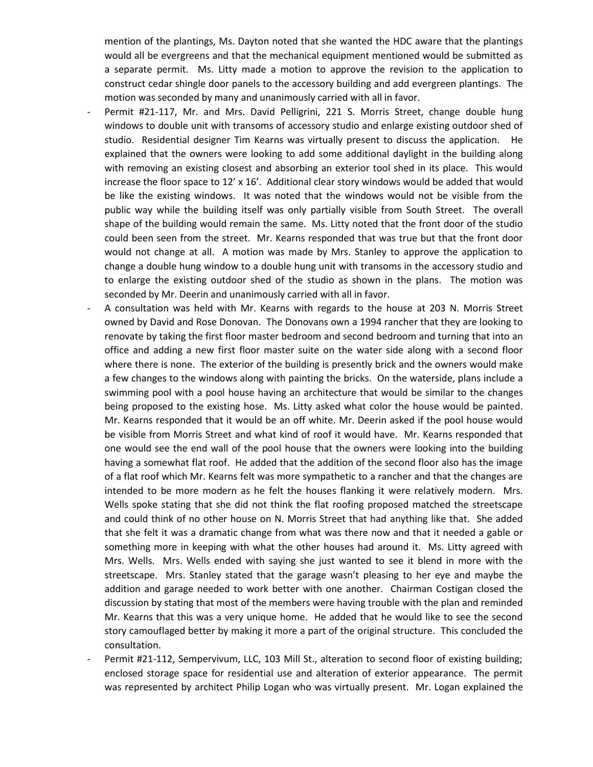mention of the plantings, Ms. Dayton noted that she wanted the HDC aware that the plantings would all be evergreens and that the mechanical equipment mentioned would be submitted as a separate permit. Ms. Litty made a motion to approve the revision to the application to construct cedar shingle door panels to the accessory building and add evergreen plantings. The motion was seconded by many and unanimously carried with all in favor.

- Permit #21-117, Mr. and Mrs. David Pelligrini, 221 S. Morris Street, change double hung windows to double unit with transoms of accessory studio and enlarge existing outdoor shed of studio. Residential designer Tim Kearns was virtually present to discuss the application. He explained that the owners were looking to add some additional daylight in the building along with removing an existing closest and absorbing an exterior tool shed in its place. This would increase the floor space to 12' x 16'. Additional clear story windows would be added that would be like the existing windows. It was noted that the windows would not be visible from the public way while the building itself was only partially visible from South Street. The overall shape of the building would remain the same. Ms. Litty noted that the front door of the studio could been seen from the street. Mr. Kearns responded that was true but that the front door would not change at all. A motion was made by Mrs. Stanley to approve the application to change a double hung window to a double hung unit with transoms in the accessory studio and to enlarge the existing outdoor shed of the studio as shown in the plans. The motion was seconded by Mr. Deerin and unanimously carried with all in favor.
- A consultation was held with Mr. Kearns with regards to the house at 203 N. Morris Street owned by David and Rose Donovan. The Donovans own a 1994 rancher that they are looking to renovate by taking the first floor master bedroom and second bedroom and turning that into an office and adding a new first floor master suite on the water side along with a second floor where there is none. The exterior of the building is presently brick and the owners would make a few changes to the windows along with painting the bricks. On the waterside, plans include a swimming pool with a pool house having an architecture that would be similar to the changes being proposed to the existing hose. Ms. Litty asked what color the house would be painted. Mr. Kearns responded that it would be an off white. Mr. Deerin asked if the pool house would be visible from Morris Street and what kind of roof it would have. Mr. Kearns responded that one would see the end wall of the pool house that the owners were looking into the building having a somewhat flat roof. He added that the addition of the second floor also has the image of a flat roof which Mr. Kearns felt was more sympathetic to a rancher and that the changes are intended to be more modern as he felt the houses flanking it were relatively modern. Mrs. Wells spoke stating that she did not think the flat roofing proposed matched the streetscape and could think of no other house on N. Morris Street that had anything like that. She added that she felt it was a dramatic change from what was there now and that it needed a gable or something more in keeping with what the other houses had around it. Ms. Litty agreed with Mrs. Wells. Mrs. Wells ended with saying she just wanted to see it blend in more with the streetscape. Mrs. Stanley stated that the garage wasn't pleasing to her eye and maybe the addition and garage needed to work better with one another. Chairman Costigan closed the discussion by stating that most of the members were having trouble with the plan and reminded Mr. Kearns that this was a very unique home. He added that he would like to see the second story camouflaged better by making it more a part of the original structure. This concluded the consultation.
- Permit #21-112, Sempervivum, LLC, 103 Mill St., alteration to second floor of existing building; enclosed storage space for residential use and alteration of exterior appearance. The permit was represented by architect Philip Logan who was virtually present. Mr. Logan explained the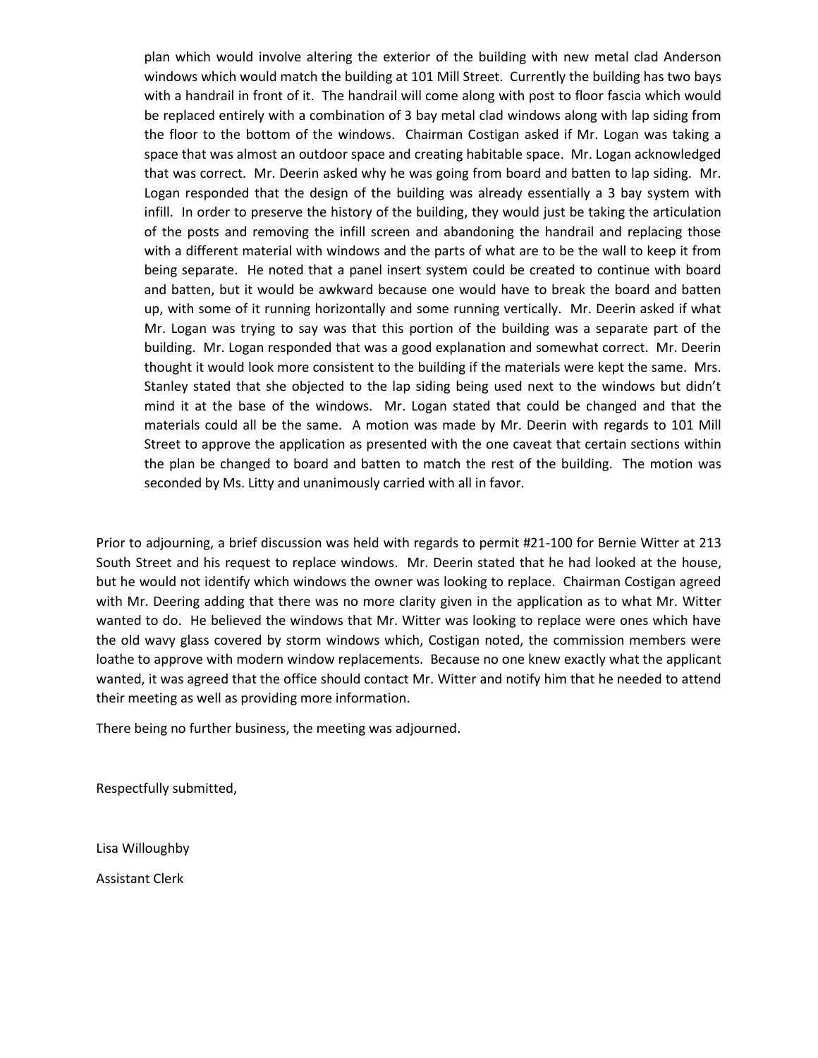plan which would involve altering the exterior of the building with new metal clad Anderson windows which would match the building at 101 Mill Street. Currently the building has two bays with a handrail in front of it. The handrail will come along with post to floor fascia which would be replaced entirely with a combination of 3 bay metal clad windows along with lap siding from the floor to the bottom of the windows. Chairman Costigan asked if Mr. Logan was taking a space that was almost an outdoor space and creating habitable space. Mr. Logan acknowledged that was correct. Mr. Deerin asked why he was going from board and batten to lap siding. Mr. Logan responded that the design of the building was already essentially a 3 bay system with infill. In order to preserve the history of the building, they would just be taking the articulation of the posts and removing the infill screen and abandoning the handrail and replacing those with a different material with windows and the parts of what are to be the wall to keep it from being separate. He noted that a panel insert system could be created to continue with board and batten, but it would be awkward because one would have to break the board and batten up, with some of it running horizontally and some running vertically. Mr. Deerin asked if what Mr. Logan was trying to say was that this portion of the building was a separate part of the building. Mr. Logan responded that was a good explanation and somewhat correct. Mr. Deerin thought it would look more consistent to the building if the materials were kept the same. Mrs. Stanley stated that she objected to the lap siding being used next to the windows but didn't mind it at the base of the windows. Mr. Logan stated that could be changed and that the materials could all be the same. A motion was made by Mr. Deerin with regards to 101 Mill Street to approve the application as presented with the one caveat that certain sections within the plan be changed to board and batten to match the rest of the building. The motion was seconded by Ms. Litty and unanimously carried with all in favor.

Prior to adjourning, a brief discussion was held with regards to permit #21-100 for Bernie Witter at 213 South Street and his request to replace windows. Mr. Deerin stated that he had looked at the house, but he would not identify which windows the owner was looking to replace. Chairman Costigan agreed with Mr. Deering adding that there was no more clarity given in the application as to what Mr. Witter wanted to do. He believed the windows that Mr. Witter was looking to replace were ones which have the old wavy glass covered by storm windows which, Costigan noted, the commission members were loathe to approve with modern window replacements. Because no one knew exactly what the applicant wanted, it was agreed that the office should contact Mr. Witter and notify him that he needed to attend their meeting as well as providing more information.

There being no further business, the meeting was adjourned.

Respectfully submitted,

Lisa Willoughby

Assistant Clerk